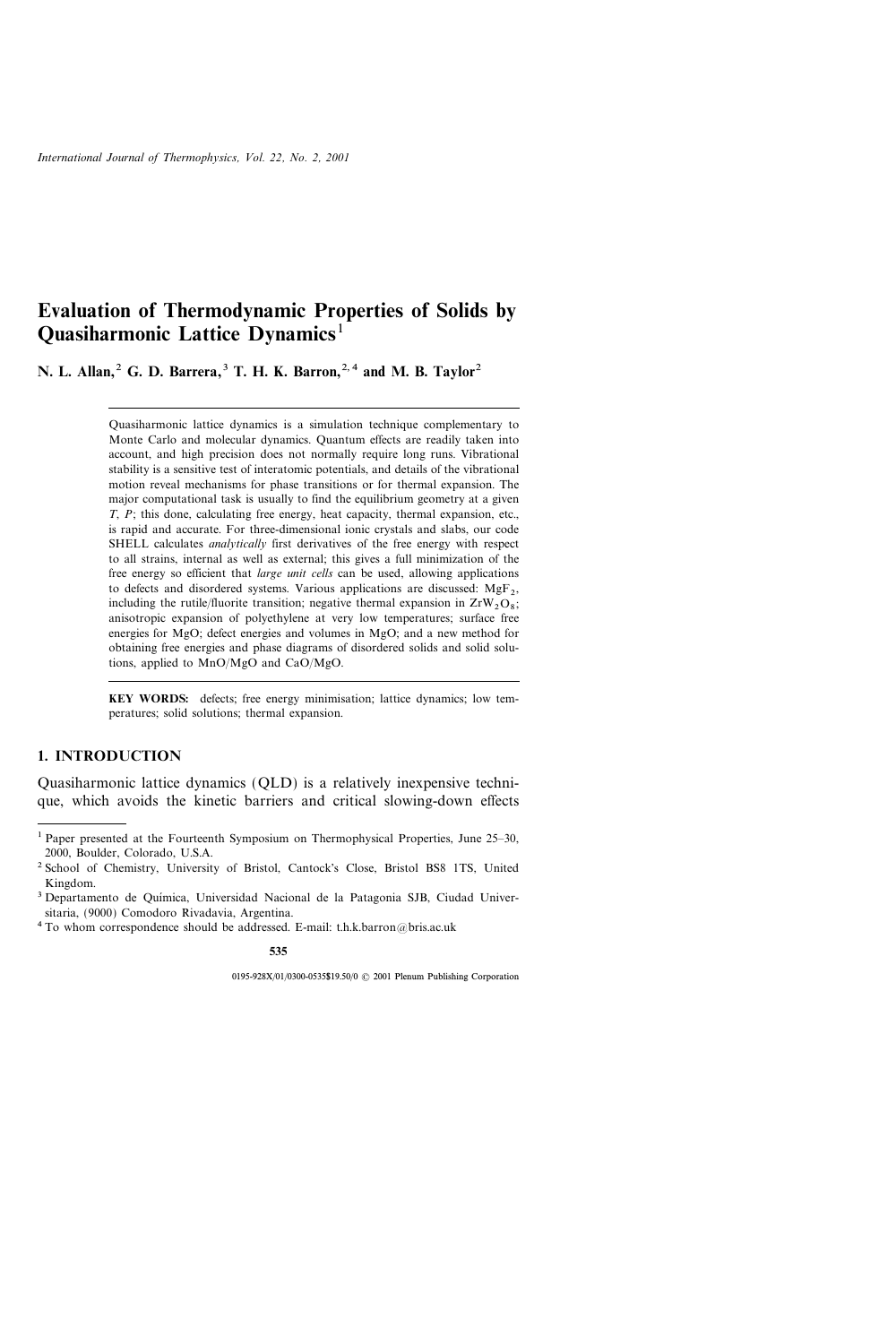# Evaluation of Thermodynamic Properties of Solids by Quasiharmonic Lattice Dynamics[1]

**N. L. Allan,[2] G. D. Barrera,[3] T. H. K. Barron,[2,4] and M. B. Taylor[2]**

Quasiharmonic lattice dynamics is a simulation technique complementary to Monte Carlo and molecular dynamics. Quantum effects are readily taken into account, and high precision does not normally require long runs. Vibrational stability is a sensitive test of interatomic potentials, and details of the vibrational motion reveal mechanisms for phase transitions or for thermal expansion. The major computational task is usually to find the equilibrium geometry at a given $T$, $P$; this done, calculating free energy, heat capacity, thermal expansion, etc., is rapid and accurate. For three-dimensional ionic crystals and slabs, our code SHELL calculates *analytically* first derivatives of the free energy with respect to all strains, internal as well as external; this gives a full minimization of the free energy so efficient that *large unit cells* can be used, allowing applications to defects and disordered systems. Various applications are discussed: $MgF_2$, including the rutile/fluorite transition; negative thermal expansion in $ZrW_2O_8$; anisotropic expansion of polyethylene at very low temperatures; surface free energies for MgO; defect energies and volumes in MgO; and a new method for obtaining free energies and phase diagrams of disordered solids and solid solutions, applied to MnO/MgO and CaO/MgO.

**KEY WORDS:** defects; free energy minimisation; lattice dynamics; low temperatures; solid solutions; thermal expansion.

## 1. INTRODUCTION

Quasiharmonic lattice dynamics (QLD) is a relatively inexpensive technique, which avoids the kinetic barriers and critical slowing-down effects

---

[1] Paper presented at the Fourteenth Symposium on Thermophysical Properties, June 25–30, 2000, Boulder, Colorado, U.S.A.

[2] School of Chemistry, University of Bristol, Cantock's Close, Bristol BS8 1TS, United Kingdom.

[3] Departamento de Química, Universidad Nacional de la Patagonia SJB, Ciudad Universitaria, (9000) Comodoro Rivadavia, Argentina.

[4] To whom correspondence should be addressed. E-mail: t.h.k.barron@bris.ac.uk

0195-928X/01/0300-0535$19.50/0 © 2001 Plenum Publishing Corporation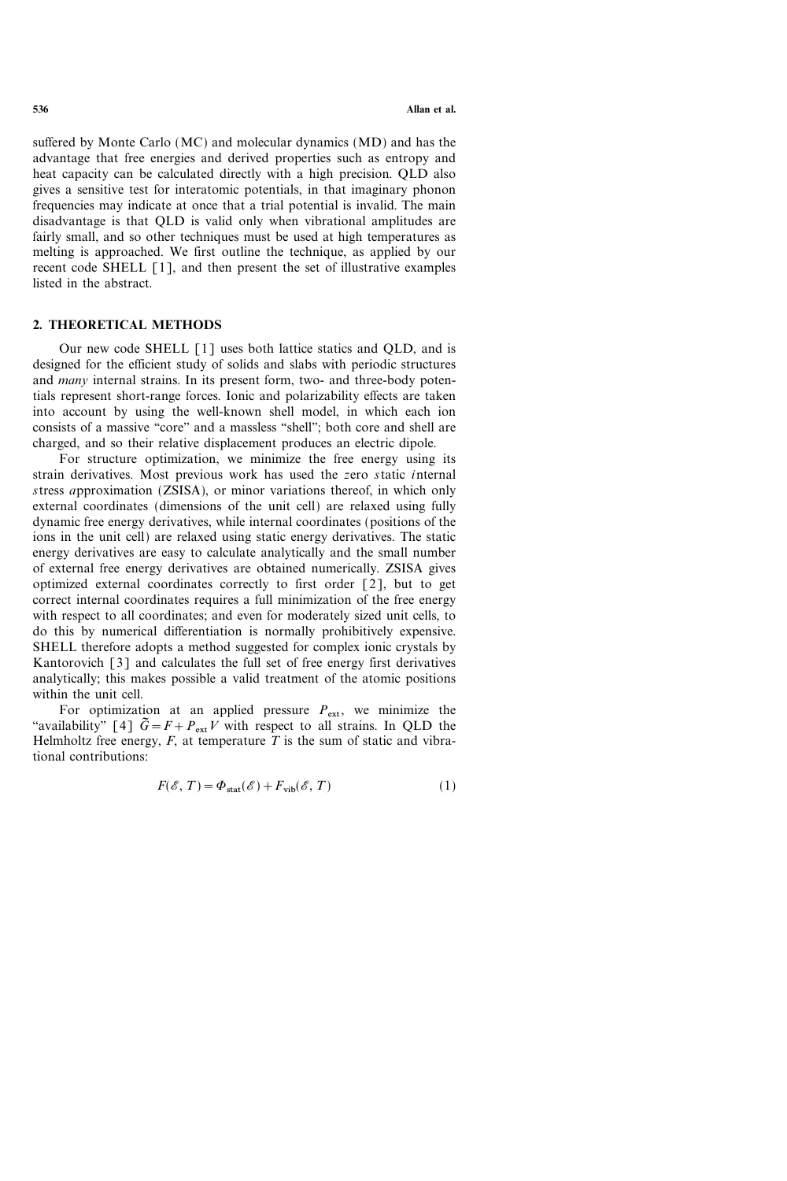suffered by Monte Carlo (MC) and molecular dynamics (MD) and has the advantage that free energies and derived properties such as entropy and heat capacity can be calculated directly with a high precision. QLD also gives a sensitive test for interatomic potentials, in that imaginary phonon frequencies may indicate at once that a trial potential is invalid. The main disadvantage is that QLD is valid only when vibrational amplitudes are fairly small, and so other techniques must be used at high temperatures as melting is approached. We first outline the technique, as applied by our recent code SHELL [1], and then present the set of illustrative examples listed in the abstract.

## 2. THEORETICAL METHODS

Our new code SHELL [1] uses both lattice statics and QLD, and is designed for the efficient study of solids and slabs with periodic structures and *many* internal strains. In its present form, two- and three-body potentials represent short-range forces. Ionic and polarizability effects are taken into account by using the well-known shell model, in which each ion consists of a massive "core" and a massless "shell"; both core and shell are charged, and so their relative displacement produces an electric dipole.

For structure optimization, we minimize the free energy using its strain derivatives. Most previous work has used the *z*ero *s*tatic *i*nternal *s*tress *a*pproximation (ZSISA), or minor variations thereof, in which only external coordinates (dimensions of the unit cell) are relaxed using fully dynamic free energy derivatives, while internal coordinates (positions of the ions in the unit cell) are relaxed using static energy derivatives. The static energy derivatives are easy to calculate analytically and the small number of external free energy derivatives are obtained numerically. ZSISA gives optimized external coordinates correctly to first order [2], but to get correct internal coordinates requires a full minimization of the free energy with respect to all coordinates; and even for moderately sized unit cells, to do this by numerical differentiation is normally prohibitively expensive. SHELL therefore adopts a method suggested for complex ionic crystals by Kantorovich [3] and calculates the full set of free energy first derivatives analytically; this makes possible a valid treatment of the atomic positions within the unit cell.

For optimization at an applied pressure $P_{\text{ext}}$, we minimize the "availability" [4] $\tilde{G} = F + P_{\text{ext}} V$ with respect to all strains. In QLD the Helmholtz free energy, $F$, at temperature $T$ is the sum of static and vibrational contributions:

$$F(\mathscr{E}, T) = \Phi_{\text{stat}}(\mathscr{E}) + F_{\text{vib}}(\mathscr{E}, T) \tag{1}$$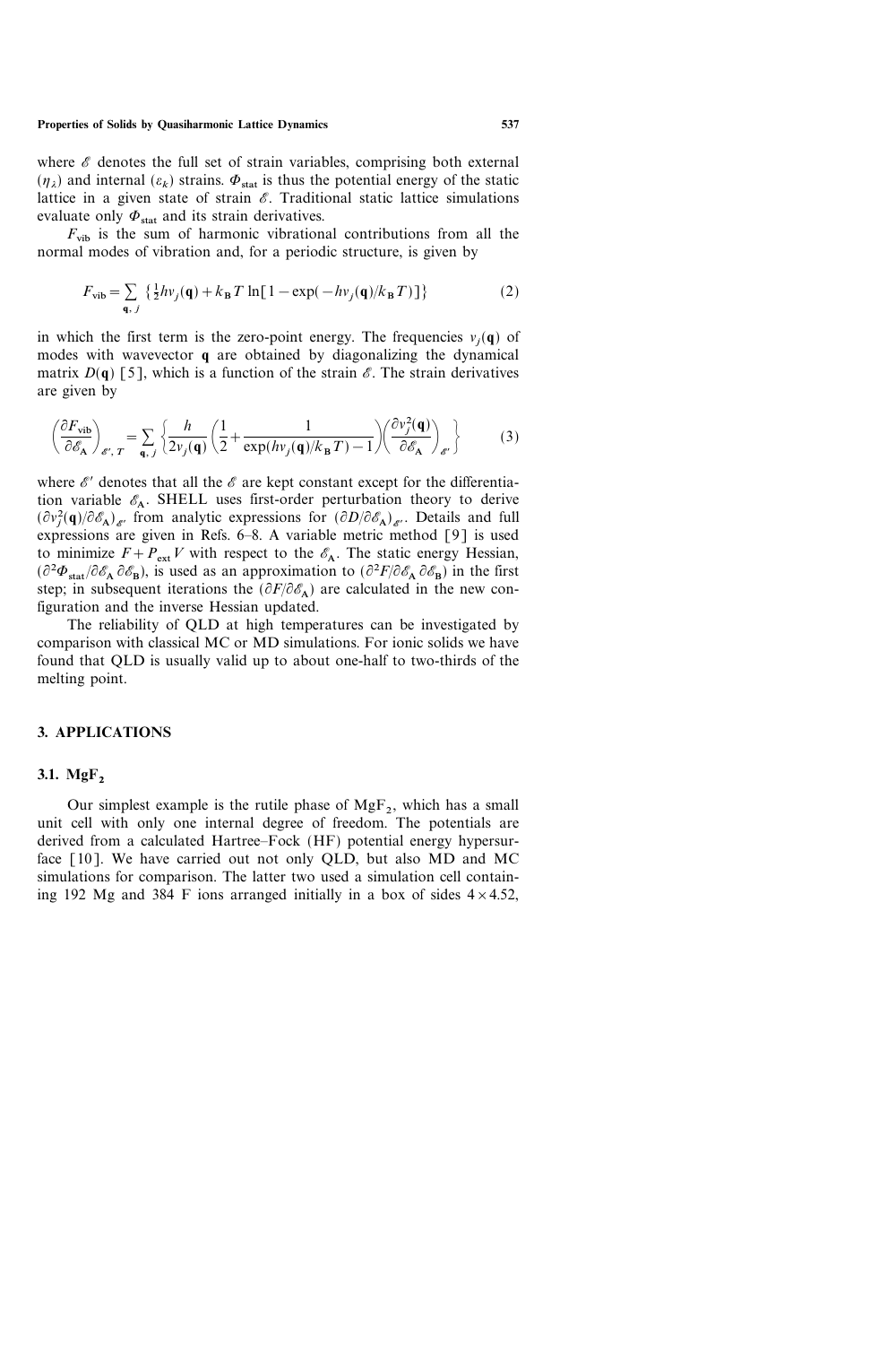where $\mathscr{E}$ denotes the full set of strain variables, comprising both external ($\eta_\lambda$) and internal ($\varepsilon_k$) strains. $\Phi_{\text{stat}}$ is thus the potential energy of the static lattice in a given state of strain $\mathscr{E}$. Traditional static lattice simulations evaluate only $\Phi_{\text{stat}}$ and its strain derivatives.

$F_{\text{vib}}$ is the sum of harmonic vibrational contributions from all the normal modes of vibration and, for a periodic structure, is given by

$$F_{\text{vib}} = \sum_{\mathbf{q},\, j} \left\{ \tfrac{1}{2} h\nu_j(\mathbf{q}) + k_{\text{B}} T \ln[1 - \exp(-h\nu_j(\mathbf{q})/k_{\text{B}} T)] \right\} \tag{2}$$

in which the first term is the zero-point energy. The frequencies $\nu_j(\mathbf{q})$ of modes with wavevector $\mathbf{q}$ are obtained by diagonalizing the dynamical matrix $D(\mathbf{q})$ [5], which is a function of the strain $\mathscr{E}$. The strain derivatives are given by

$$\left(\frac{\partial F_{\text{vib}}}{\partial \mathscr{E}_{\text{A}}}\right)_{\mathscr{E}',\, T} = \sum_{\mathbf{q},\, j} \left\{ \frac{h}{2\nu_j(\mathbf{q})} \left( \frac{1}{2} + \frac{1}{\exp(h\nu_j(\mathbf{q})/k_{\text{B}} T) - 1} \right) \left( \frac{\partial \nu_j^2(\mathbf{q})}{\partial \mathscr{E}_{\text{A}}} \right)_{\mathscr{E}'} \right\} \tag{3}$$

where $\mathscr{E}'$ denotes that all the $\mathscr{E}$ are kept constant except for the differentiation variable $\mathscr{E}_{\text{A}}$. SHELL uses first-order perturbation theory to derive $(\partial \nu_j^2(\mathbf{q})/\partial \mathscr{E}_{\text{A}})_{\mathscr{E}'}$ from analytic expressions for $(\partial D/\partial \mathscr{E}_{\text{A}})_{\mathscr{E}'}$. Details and full expressions are given in Refs. 6–8. A variable metric method [9] is used to minimize $F + P_{\text{ext}} V$ with respect to the $\mathscr{E}_{\text{A}}$. The static energy Hessian, $(\partial^2 \Phi_{\text{stat}}/\partial \mathscr{E}_{\text{A}}\, \partial \mathscr{E}_{\text{B}})$, is used as an approximation to $(\partial^2 F/\partial \mathscr{E}_{\text{A}}\, \partial \mathscr{E}_{\text{B}})$ in the first step; in subsequent iterations the $(\partial F/\partial \mathscr{E}_{\text{A}})$ are calculated in the new configuration and the inverse Hessian updated.

The reliability of QLD at high temperatures can be investigated by comparison with classical MC or MD simulations. For ionic solids we have found that QLD is usually valid up to about one-half to two-thirds of the melting point.

## 3. APPLICATIONS

### 3.1. $MgF_2$

Our simplest example is the rutile phase of $MgF_2$, which has a small unit cell with only one internal degree of freedom. The potentials are derived from a calculated Hartree–Fock (HF) potential energy hypersurface [10]. We have carried out not only QLD, but also MD and MC simulations for comparison. The latter two used a simulation cell containing 192 Mg and 384 F ions arranged initially in a box of sides $4 \times 4.52$,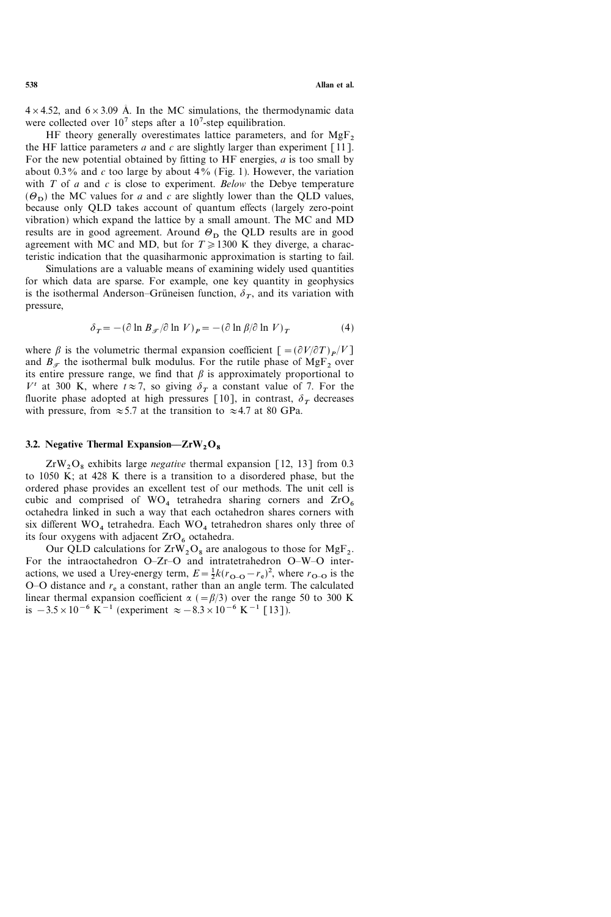$4 \times 4.52$, and $6 \times 3.09$ Å. In the MC simulations, the thermodynamic data were collected over $10^7$ steps after a $10^7$-step equilibration.

HF theory generally overestimates lattice parameters, and for $MgF_2$ the HF lattice parameters $a$ and $c$ are slightly larger than experiment [11]. For the new potential obtained by fitting to HF energies, $a$ is too small by about 0.3% and $c$ too large by about 4% (Fig. 1). However, the variation with $T$ of $a$ and $c$ is close to experiment. *Below* the Debye temperature ($\Theta_D$) the MC values for $a$ and $c$ are slightly lower than the QLD values, because only QLD takes account of quantum effects (largely zero-point vibration) which expand the lattice by a small amount. The MC and MD results are in good agreement. Around $\Theta_D$ the QLD results are in good agreement with MC and MD, but for $T \geqslant 1300$ K they diverge, a characteristic indication that the quasiharmonic approximation is starting to fail.

Simulations are a valuable means of examining widely used quantities for which data are sparse. For example, one key quantity in geophysics is the isothermal Anderson–Grüneisen function, $\delta_T$, and its variation with pressure,

$$\delta_T = -(\partial \ln B_{\mathcal{T}} / \partial \ln V)_P = -(\partial \ln \beta / \partial \ln V)_T \tag{4}$$

where $\beta$ is the volumetric thermal expansion coefficient $[= (\partial V/\partial T)_P / V]$ and $B_{\mathcal{T}}$ the isothermal bulk modulus. For the rutile phase of $MgF_2$ over its entire pressure range, we find that $\beta$ is approximately proportional to $V^t$ at 300 K, where $t \approx 7$, so giving $\delta_T$ a constant value of 7. For the fluorite phase adopted at high pressures [10], in contrast, $\delta_T$ decreases with pressure, from $\approx 5.7$ at the transition to $\approx 4.7$ at 80 GPa.

### 3.2. Negative Thermal Expansion—$ZrW_2O_8$

$ZrW_2O_8$ exhibits large *negative* thermal expansion [12, 13] from 0.3 to 1050 K; at 428 K there is a transition to a disordered phase, but the ordered phase provides an excellent test of our methods. The unit cell is cubic and comprised of $WO_4$ tetrahedra sharing corners and $ZrO_6$ octahedra linked in such a way that each octahedron shares corners with six different $WO_4$ tetrahedra. Each $WO_4$ tetrahedron shares only three of its four oxygens with adjacent $ZrO_6$ octahedra.

Our QLD calculations for $ZrW_2O_8$ are analogous to those for $MgF_2$. For the intraoctahedron O–Zr–O and intratetrahedron O–W–O interactions, we used a Urey-energy term, $E = \frac{1}{2}k(r_{O\text{–}O} - r_e)^2$, where $r_{O\text{–}O}$ is the O–O distance and $r_e$ a constant, rather than an angle term. The calculated linear thermal expansion coefficient $\alpha$ $(= \beta/3)$ over the range 50 to 300 K is $-3.5 \times 10^{-6}$ K$^{-1}$ (experiment $\approx -8.3 \times 10^{-6}$ K$^{-1}$ [13]).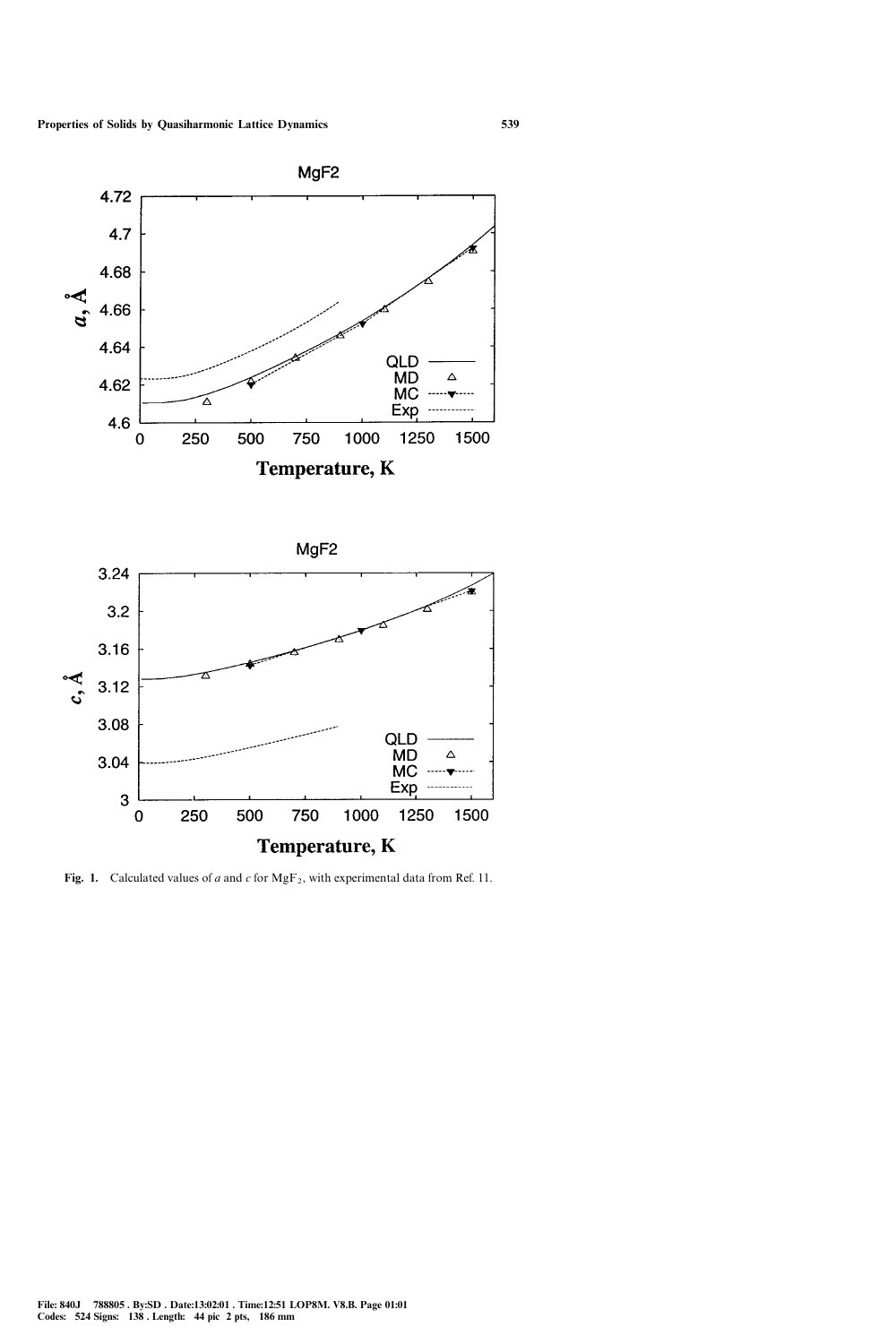Fig. 1. Calculated values of $a$ and $c$ for $MgF_2$, with experimental data from Ref. 11.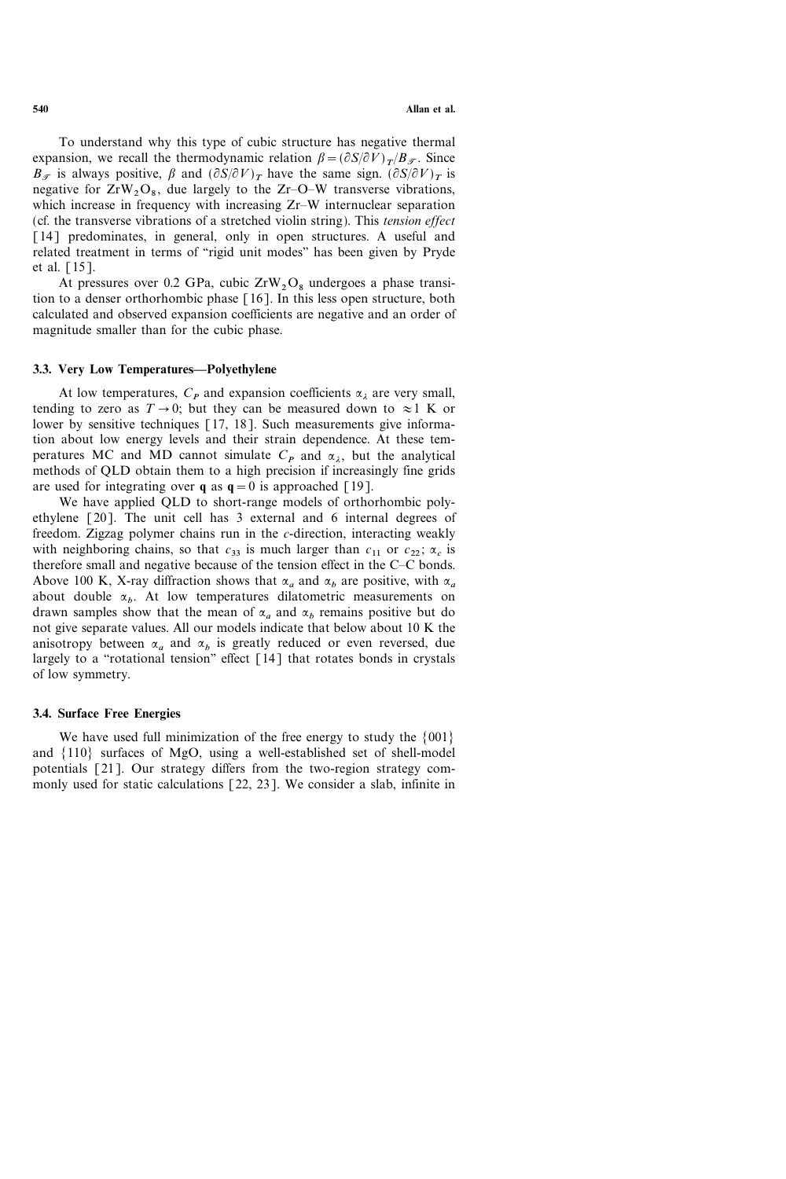To understand why this type of cubic structure has negative thermal expansion, we recall the thermodynamic relation $\beta = (\partial S/\partial V)_T / B_{\mathscr{T}}$. Since $B_{\mathscr{T}}$ is always positive, $\beta$ and $(\partial S/\partial V)_T$ have the same sign. $(\partial S/\partial V)_T$ is negative for $ZrW_2O_8$, due largely to the Zr–O–W transverse vibrations, which increase in frequency with increasing Zr–W internuclear separation (cf. the transverse vibrations of a stretched violin string). This *tension effect* [14] predominates, in general, only in open structures. A useful and related treatment in terms of "rigid unit modes" has been given by Pryde et al. [15].

At pressures over 0.2 GPa, cubic $ZrW_2O_8$ undergoes a phase transition to a denser orthorhombic phase [16]. In this less open structure, both calculated and observed expansion coefficients are negative and an order of magnitude smaller than for the cubic phase.

### 3.3. Very Low Temperatures—Polyethylene

At low temperatures, $C_P$ and expansion coefficients $\alpha_\lambda$ are very small, tending to zero as $T \to 0$; but they can be measured down to $\approx 1$ K or lower by sensitive techniques [17, 18]. Such measurements give information about low energy levels and their strain dependence. At these temperatures MC and MD cannot simulate $C_P$ and $\alpha_\lambda$, but the analytical methods of QLD obtain them to a high precision if increasingly fine grids are used for integrating over $\mathbf{q}$ as $\mathbf{q} = 0$ is approached [19].

We have applied QLD to short-range models of orthorhombic polyethylene [20]. The unit cell has 3 external and 6 internal degrees of freedom. Zigzag polymer chains run in the $c$-direction, interacting weakly with neighboring chains, so that $c_{33}$ is much larger than $c_{11}$ or $c_{22}$; $\alpha_c$ is therefore small and negative because of the tension effect in the C–C bonds. Above 100 K, X-ray diffraction shows that $\alpha_a$ and $\alpha_b$ are positive, with $\alpha_a$ about double $\alpha_b$. At low temperatures dilatometric measurements on drawn samples show that the mean of $\alpha_a$ and $\alpha_b$ remains positive but do not give separate values. All our models indicate that below about 10 K the anisotropy between $\alpha_a$ and $\alpha_b$ is greatly reduced or even reversed, due largely to a "rotational tension" effect [14] that rotates bonds in crystals of low symmetry.

### 3.4. Surface Free Energies

We have used full minimization of the free energy to study the $\{001\}$ and $\{110\}$ surfaces of MgO, using a well-established set of shell-model potentials [21]. Our strategy differs from the two-region strategy commonly used for static calculations [22, 23]. We consider a slab, infinite in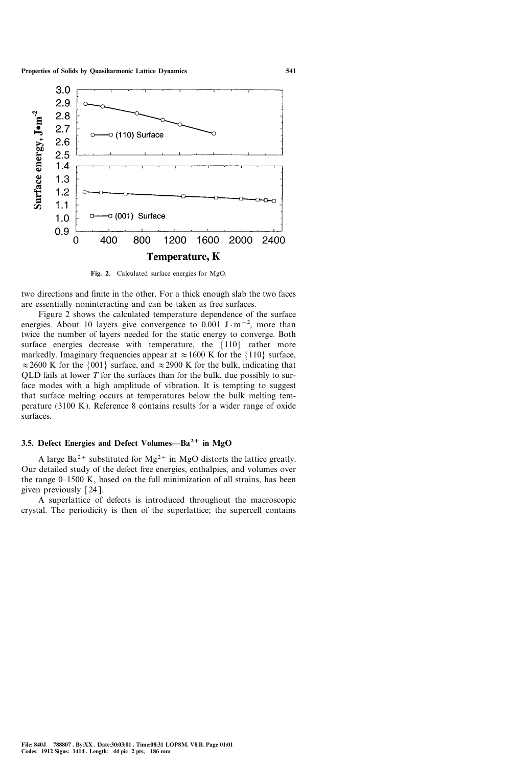Fig. 2. Calculated surface energies for MgO.

two directions and finite in the other. For a thick enough slab the two faces are essentially noninteracting and can be taken as free surfaces.

Figure 2 shows the calculated temperature dependence of the surface energies. About 10 layers give convergence to $0.001\ \mathrm{J \cdot m^{-2}}$, more than twice the number of layers needed for the static energy to converge. Both surface energies decrease with temperature, the {110} rather more markedly. Imaginary frequencies appear at $\approx 1600$ K for the {110} surface, $\approx 2600$ K for the {001} surface, and $\approx 2900$ K for the bulk, indicating that QLD fails at lower $T$ for the surfaces than for the bulk, due possibly to surface modes with a high amplitude of vibration. It is tempting to suggest that surface melting occurs at temperatures below the bulk melting temperature (3100 K). Reference 8 contains results for a wider range of oxide surfaces.

### 3.5. Defect Energies and Defect Volumes—$Ba^{2+}$ in MgO

A large $Ba^{2+}$ substituted for $Mg^{2+}$ in MgO distorts the lattice greatly. Our detailed study of the defect free energies, enthalpies, and volumes over the range 0–1500 K, based on the full minimization of all strains, has been given previously [24].

A superlattice of defects is introduced throughout the macroscopic crystal. The periodicity is then of the superlattice; the supercell contains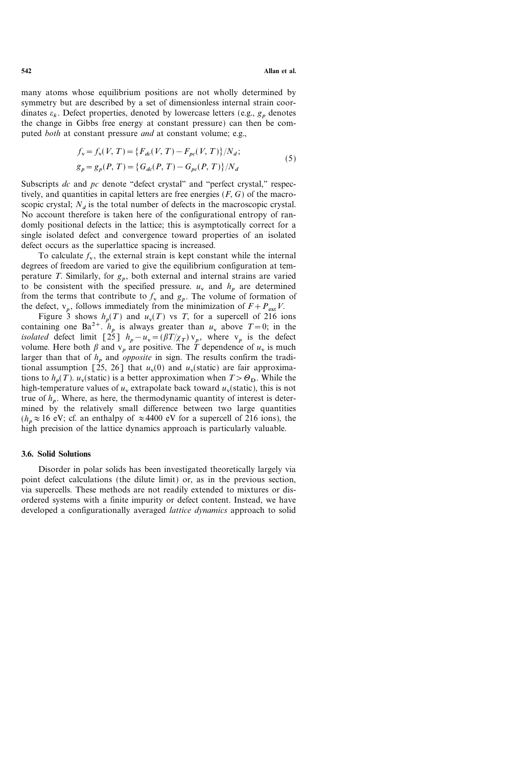many atoms whose equilibrium positions are not wholly determined by symmetry but are described by a set of dimensionless internal strain coordinates $\varepsilon_k$. Defect properties, denoted by lowercase letters (e.g., $g_p$ denotes the change in Gibbs free energy at constant pressure) can then be computed *both* at constant pressure *and* at constant volume; e.g.,

$$
\begin{aligned}
f_{\mathrm{v}} &= f_{\mathrm{v}}(V, T) = \{F_{dc}(V, T) - F_{pc}(V, T)\}/N_d; \\
g_p &= g_p(P, T) = \{G_{dc}(P, T) - G_{pc}(P, T)\}/N_d
\end{aligned}
\tag{5}
$$

Subscripts *dc* and *pc* denote "defect crystal" and "perfect crystal," respectively, and quantities in capital letters are free energies ($F$, $G$) of the macroscopic crystal; $N_d$ is the total number of defects in the macroscopic crystal. No account therefore is taken here of the configurational entropy of randomly positional defects in the lattice; this is asymptotically correct for a single isolated defect and convergence toward properties of an isolated defect occurs as the superlattice spacing is increased.

To calculate $f_{\mathrm{v}}$, the external strain is kept constant while the internal degrees of freedom are varied to give the equilibrium configuration at temperature $T$. Similarly, for $g_p$, both external and internal strains are varied to be consistent with the specified pressure. $u_{\mathrm{v}}$ and $h_p$ are determined from the terms that contribute to $f_{\mathrm{v}}$ and $g_p$. The volume of formation of the defect, $\mathrm{v}_p$, follows immediately from the minimization of $F + P_{\mathrm{ext}} V$.

Figure 3 shows $h_p(T)$ and $u_{\mathrm{v}}(T)$ vs $T$, for a supercell of 216 ions containing one $Ba^{2+}$. $h_p$ is always greater than $u_{\mathrm{v}}$ above $T = 0$; in the *isolated* defect limit [25] $h_p - u_{\mathrm{v}} = (\beta T/\chi_T)\,\mathrm{v}_p$, where $\mathrm{v}_p$ is the defect volume. Here both $\beta$ and $\mathrm{v}_p$ are positive. The $T$ dependence of $u_{\mathrm{v}}$ is much larger than that of $h_p$ and *opposite* in sign. The results confirm the traditional assumption [25, 26] that $u_{\mathrm{v}}(0)$ and $u_{\mathrm{v}}(\text{static})$ are fair approximations to $h_p(T)$. $u_{\mathrm{v}}(\text{static})$ is a better approximation when $T > \Theta_{\mathrm{D}}$. While the high-temperature values of $u_{\mathrm{v}}$ extrapolate back toward $u_{\mathrm{v}}(\text{static})$, this is not true of $h_p$. Where, as here, the thermodynamic quantity of interest is determined by the relatively small difference between two large quantities ($h_p \approx 16$ eV; cf. an enthalpy of $\approx 4400$ eV for a supercell of 216 ions), the high precision of the lattice dynamics approach is particularly valuable.

### 3.6. Solid Solutions

Disorder in polar solids has been investigated theoretically largely via point defect calculations (the dilute limit) or, as in the previous section, via supercells. These methods are not readily extended to mixtures or disordered systems with a finite impurity or defect content. Instead, we have developed a configurationally averaged *lattice dynamics* approach to solid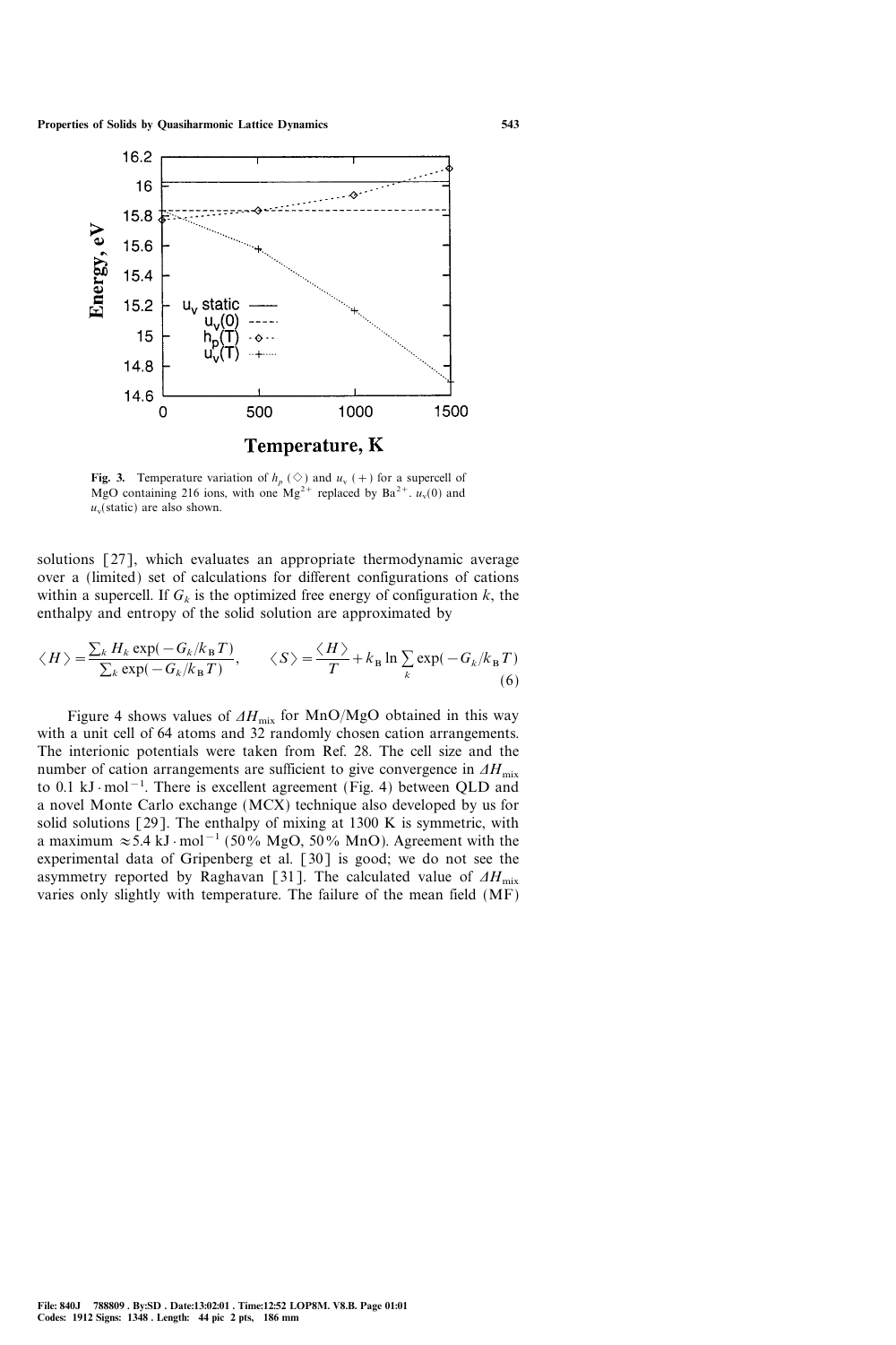**Fig. 3.** Temperature variation of $h_p$ (◇) and $u_v$ (+) for a supercell of MgO containing 216 ions, with one $Mg^{2+}$ replaced by $Ba^{2+}$. $u_v(0)$ and $u_v$(static) are also shown.

solutions [27], which evaluates an appropriate thermodynamic average over a (limited) set of calculations for different configurations of cations within a supercell. If $G_k$ is the optimized free energy of configuration $k$, the enthalpy and entropy of the solid solution are approximated by

$$\langle H \rangle = \frac{\sum_k H_k \exp(-G_k/k_B T)}{\sum_k \exp(-G_k/k_B T)}, \qquad \langle S \rangle = \frac{\langle H \rangle}{T} + k_B \ln \sum_k \exp(-G_k/k_B T) \tag{6}$$

Figure 4 shows values of $\Delta H_{mix}$ for MnO/MgO obtained in this way with a unit cell of 64 atoms and 32 randomly chosen cation arrangements. The interionic potentials were taken from Ref. 28. The cell size and the number of cation arrangements are sufficient to give convergence in $\Delta H_{mix}$ to 0.1 $kJ \cdot mol^{-1}$. There is excellent agreement (Fig. 4) between QLD and a novel Monte Carlo exchange (MCX) technique also developed by us for solid solutions [29]. The enthalpy of mixing at 1300 K is symmetric, with a maximum $\approx$5.4 $kJ \cdot mol^{-1}$ (50% MgO, 50% MnO). Agreement with the experimental data of Gripenberg et al. [30] is good; we do not see the asymmetry reported by Raghavan [31]. The calculated value of $\Delta H_{mix}$ varies only slightly with temperature. The failure of the mean field (MF)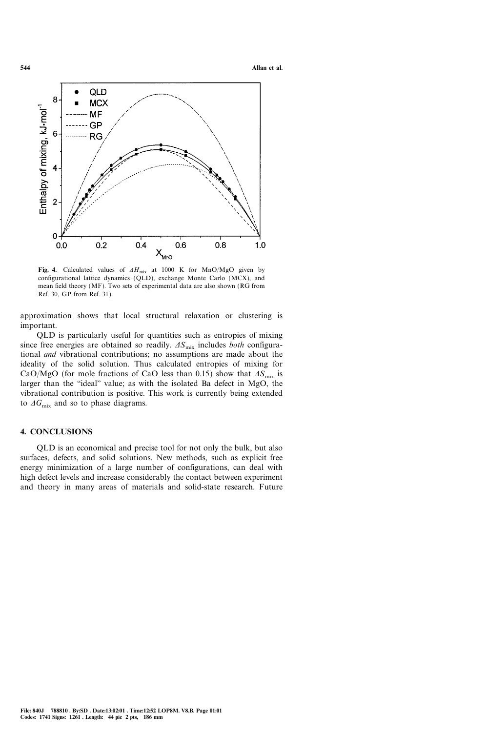Fig. 4. Calculated values of $\Delta H_{mix}$ at 1000 K for MnO/MgO given by configurational lattice dynamics (QLD), exchange Monte Carlo (MCX), and mean field theory (MF). Two sets of experimental data are also shown (RG from Ref. 30, GP from Ref. 31).

approximation shows that local structural relaxation or clustering is important.

QLD is particularly useful for quantities such as entropies of mixing since free energies are obtained so readily. $\Delta S_{mix}$ includes *both* configurational *and* vibrational contributions; no assumptions are made about the ideality of the solid solution. Thus calculated entropies of mixing for CaO/MgO (for mole fractions of CaO less than 0.15) show that $\Delta S_{mix}$ is larger than the "ideal" value; as with the isolated Ba defect in MgO, the vibrational contribution is positive. This work is currently being extended to $\Delta G_{mix}$ and so to phase diagrams.

## 4. CONCLUSIONS

QLD is an economical and precise tool for not only the bulk, but also surfaces, defects, and solid solutions. New methods, such as explicit free energy minimization of a large number of configurations, can deal with high defect levels and increase considerably the contact between experiment and theory in many areas of materials and solid-state research. Future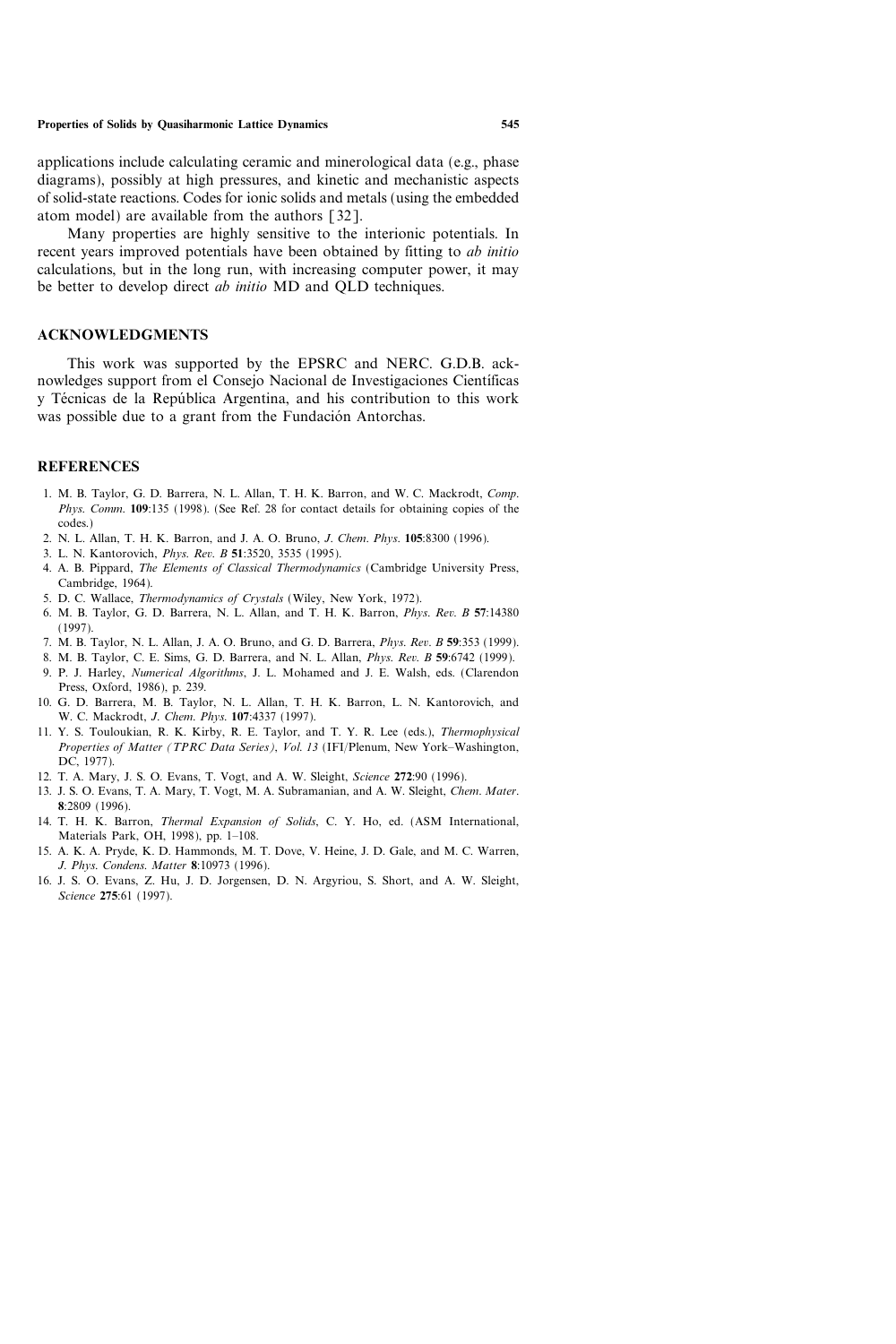applications include calculating ceramic and minerological data (e.g., phase diagrams), possibly at high pressures, and kinetic and mechanistic aspects of solid-state reactions. Codes for ionic solids and metals (using the embedded atom model) are available from the authors [32].

Many properties are highly sensitive to the interionic potentials. In recent years improved potentials have been obtained by fitting to *ab initio* calculations, but in the long run, with increasing computer power, it may be better to develop direct *ab initio* MD and QLD techniques.

## ACKNOWLEDGMENTS

This work was supported by the EPSRC and NERC. G.D.B. acknowledges support from el Consejo Nacional de Investigaciones Científicas y Técnicas de la República Argentina, and his contribution to this work was possible due to a grant from the Fundación Antorchas.

## REFERENCES

1. M. B. Taylor, G. D. Barrera, N. L. Allan, T. H. K. Barron, and W. C. Mackrodt, *Comp. Phys. Comm.* **109**:135 (1998). (See Ref. 28 for contact details for obtaining copies of the codes.)
2. N. L. Allan, T. H. K. Barron, and J. A. O. Bruno, *J. Chem. Phys.* **105**:8300 (1996).
3. L. N. Kantorovich, *Phys. Rev. B* **51**:3520, 3535 (1995).
4. A. B. Pippard, *The Elements of Classical Thermodynamics* (Cambridge University Press, Cambridge, 1964).
5. D. C. Wallace, *Thermodynamics of Crystals* (Wiley, New York, 1972).
6. M. B. Taylor, G. D. Barrera, N. L. Allan, and T. H. K. Barron, *Phys. Rev. B* **57**:14380 (1997).
7. M. B. Taylor, N. L. Allan, J. A. O. Bruno, and G. D. Barrera, *Phys. Rev. B* **59**:353 (1999).
8. M. B. Taylor, C. E. Sims, G. D. Barrera, and N. L. Allan, *Phys. Rev. B* **59**:6742 (1999).
9. P. J. Harley, *Numerical Algorithms*, J. L. Mohamed and J. E. Walsh, eds. (Clarendon Press, Oxford, 1986), p. 239.
10. G. D. Barrera, M. B. Taylor, N. L. Allan, T. H. K. Barron, L. N. Kantorovich, and W. C. Mackrodt, *J. Chem. Phys.* **107**:4337 (1997).
11. Y. S. Touloukian, R. K. Kirby, R. E. Taylor, and T. Y. R. Lee (eds.), *Thermophysical Properties of Matter (TPRC Data Series), Vol. 13* (IFI/Plenum, New York–Washington, DC, 1977).
12. T. A. Mary, J. S. O. Evans, T. Vogt, and A. W. Sleight, *Science* **272**:90 (1996).
13. J. S. O. Evans, T. A. Mary, T. Vogt, M. A. Subramanian, and A. W. Sleight, *Chem. Mater.* **8**:2809 (1996).
14. T. H. K. Barron, *Thermal Expansion of Solids*, C. Y. Ho, ed. (ASM International, Materials Park, OH, 1998), pp. 1–108.
15. A. K. A. Pryde, K. D. Hammonds, M. T. Dove, V. Heine, J. D. Gale, and M. C. Warren, *J. Phys. Condens. Matter* **8**:10973 (1996).
16. J. S. O. Evans, Z. Hu, J. D. Jorgensen, D. N. Argyriou, S. Short, and A. W. Sleight, *Science* **275**:61 (1997).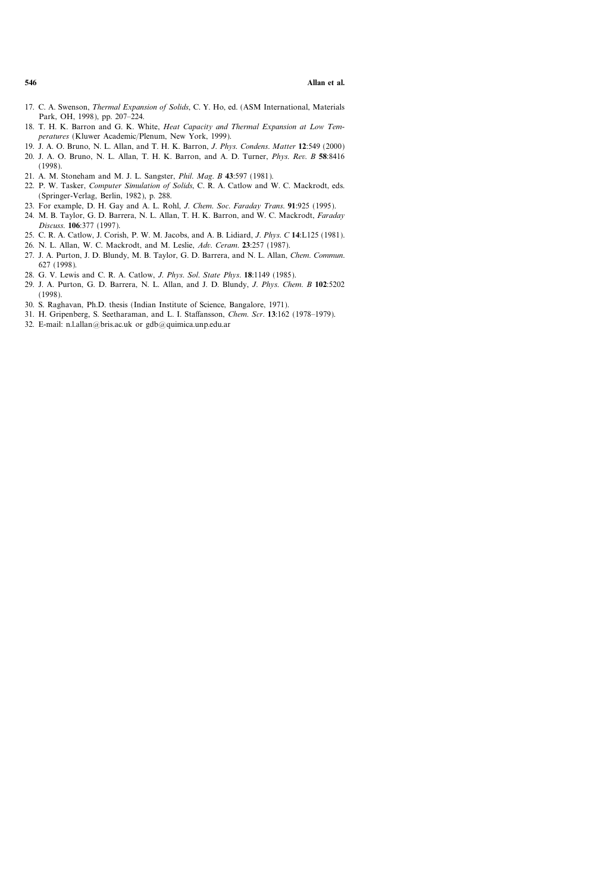17. C. A. Swenson, *Thermal Expansion of Solids*, C. Y. Ho, ed. (ASM International, Materials Park, OH, 1998), pp. 207–224.
18. T. H. K. Barron and G. K. White, *Heat Capacity and Thermal Expansion at Low Temperatures* (Kluwer Academic/Plenum, New York, 1999).
19. J. A. O. Bruno, N. L. Allan, and T. H. K. Barron, *J. Phys. Condens. Matter* **12**:549 (2000)
20. J. A. O. Bruno, N. L. Allan, T. H. K. Barron, and A. D. Turner, *Phys. Rev. B* **58**:8416 (1998).
21. A. M. Stoneham and M. J. L. Sangster, *Phil. Mag. B* **43**:597 (1981).
22. P. W. Tasker, *Computer Simulation of Solids*, C. R. A. Catlow and W. C. Mackrodt, eds. (Springer-Verlag, Berlin, 1982), p. 288.
23. For example, D. H. Gay and A. L. Rohl, *J. Chem. Soc. Faraday Trans.* **91**:925 (1995).
24. M. B. Taylor, G. D. Barrera, N. L. Allan, T. H. K. Barron, and W. C. Mackrodt, *Faraday Discuss.* **106**:377 (1997).
25. C. R. A. Catlow, J. Corish, P. W. M. Jacobs, and A. B. Lidiard, *J. Phys. C* **14**:L125 (1981).
26. N. L. Allan, W. C. Mackrodt, and M. Leslie, *Adv. Ceram.* **23**:257 (1987).
27. J. A. Purton, J. D. Blundy, M. B. Taylor, G. D. Barrera, and N. L. Allan, *Chem. Commun.* 627 (1998).
28. G. V. Lewis and C. R. A. Catlow, *J. Phys. Sol. State Phys.* **18**:1149 (1985).
29. J. A. Purton, G. D. Barrera, N. L. Allan, and J. D. Blundy, *J. Phys. Chem. B* **102**:5202 (1998).
30. S. Raghavan, Ph.D. thesis (Indian Institute of Science, Bangalore, 1971).
31. H. Gripenberg, S. Seetharaman, and L. I. Staffansson, *Chem. Scr.* **13**:162 (1978–1979).
32. E-mail: n.l.allan@bris.ac.uk or gdb@quimica.unp.edu.ar